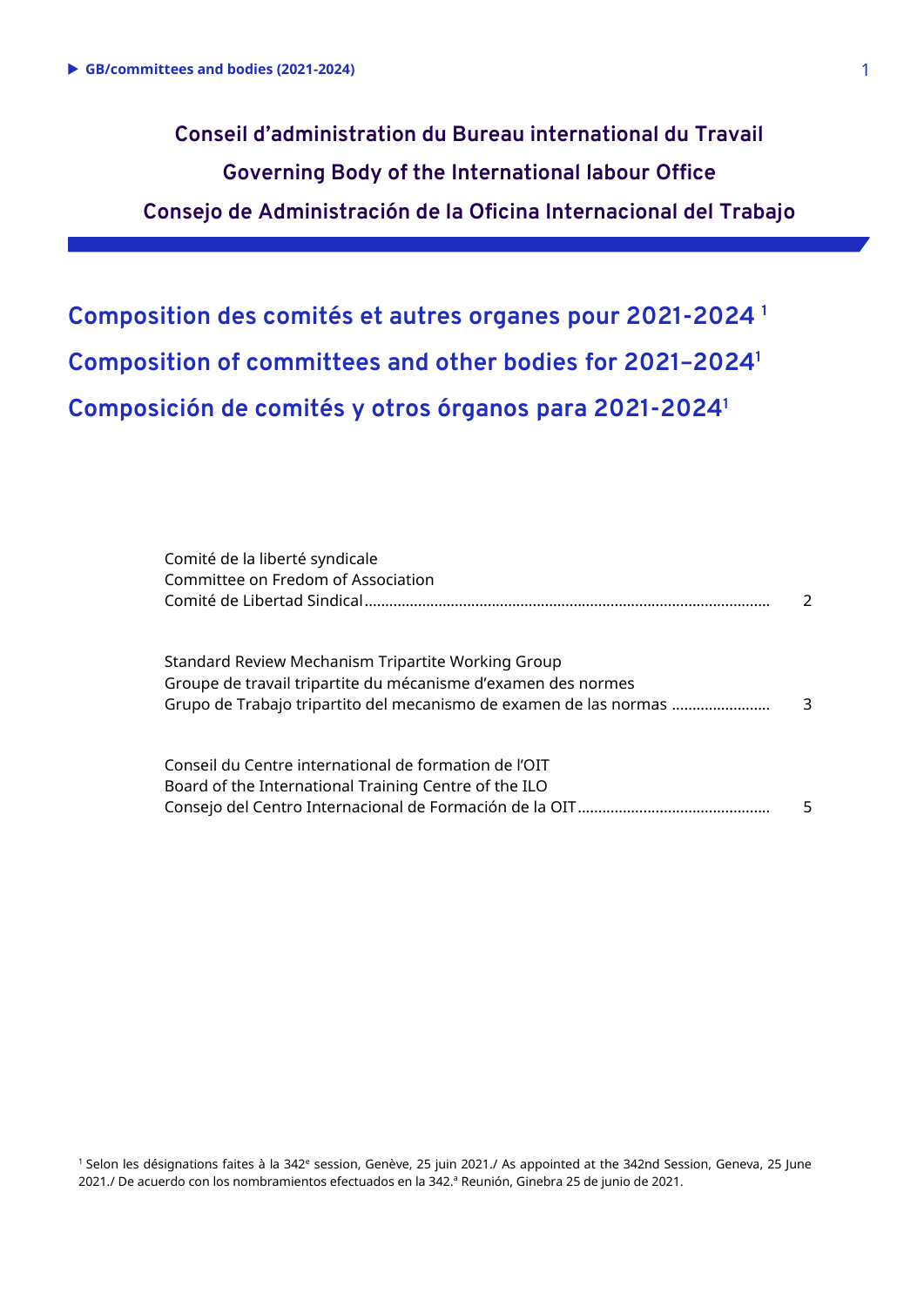**Conseil d'administration du Bureau international du Travail**

**Governing Body of the International labour Office**

**Consejo de Administración de la Oficina Internacional del Trabajo**

# Composition des comités et autres organes pour 2021-2024 [1]

# Composition of committees and other bodies for 2021–2024[1]

# Composición de comités y otros órganos para 2021-2024[1]

| | |
|---|---|
| Comité de la liberté syndicale<br>Committee on Fredom of Association<br>Comité de Libertad Sindical | 2 |
| Standard Review Mechanism Tripartite Working Group<br>Groupe de travail tripartite du mécanisme d'examen des normes<br>Grupo de Trabajo tripartito del mecanismo de examen de las normas | 3 |
| Conseil du Centre international de formation de l'OIT<br>Board of the International Training Centre of the ILO<br>Consejo del Centro Internacional de Formación de la OIT | 5 |

[1] Selon les désignations faites à la 342[e] session, Genève, 25 juin 2021./ As appointed at the 342nd Session, Geneva, 25 June 2021./ De acuerdo con los nombramientos efectuados en la 342.[a] Reunión, Ginebra 25 de junio de 2021.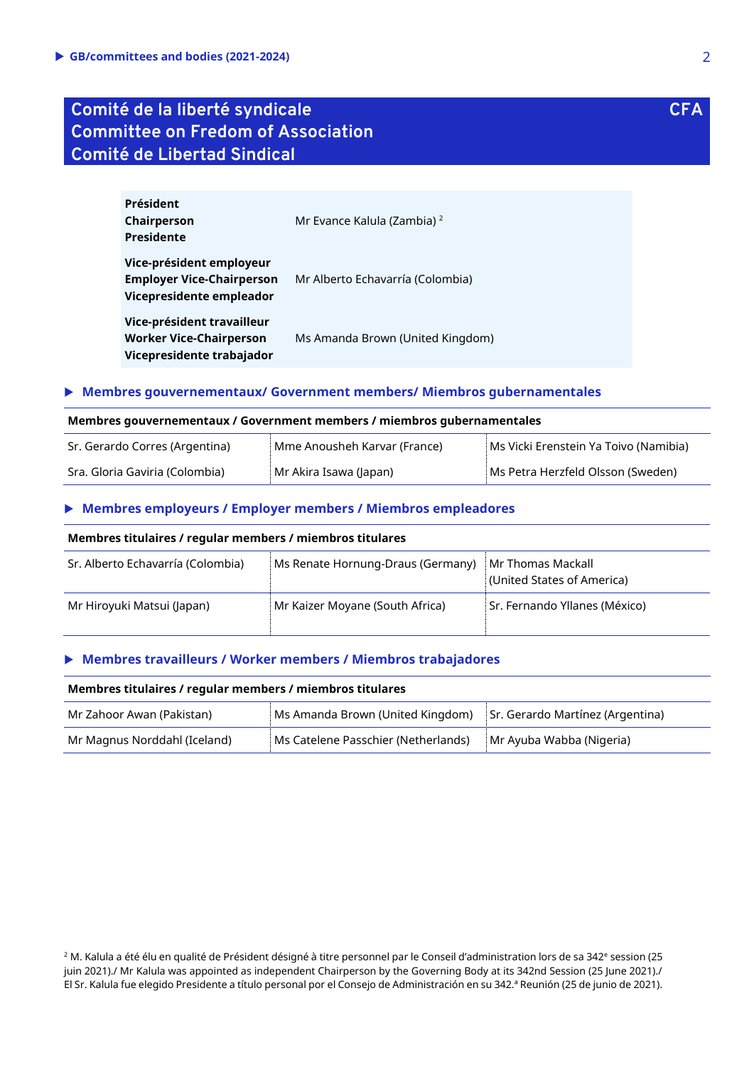## Comité de la liberté syndicale
## Committee on Fredom of Association
## Comité de Libertad Sindical

CFA

| | |
|---|---|
| **Président**<br>**Chairperson**<br>**Presidente** | Mr Evance Kalula (Zambia) [2] |
| **Vice-président employeur**<br>**Employer Vice-Chairperson**<br>**Vicepresidente empleador** | Mr Alberto Echavarría (Colombia) |
| **Vice-président travailleur**<br>**Worker Vice-Chairperson**<br>**Vicepresidente trabajador** | Ms Amanda Brown (United Kingdom) |

### Membres gouvernementaux/ Government members/ Miembros gubernamentales

| **Membres gouvernementaux / Government members / miembros gubernamentales** | | |
|---|---|---|
| Sr. Gerardo Corres (Argentina) | Mme Anousheh Karvar (France) | Ms Vicki Erenstein Ya Toivo (Namibia) |
| Sra. Gloria Gaviria (Colombia) | Mr Akira Isawa (Japan) | Ms Petra Herzfeld Olsson (Sweden) |

### Membres employeurs / Employer members / Miembros empleadores

| **Membres titulaires / regular members / miembros titulares** | | |
|---|---|---|
| Sr. Alberto Echavarría (Colombia) | Ms Renate Hornung-Draus (Germany) | Mr Thomas Mackall (United States of America) |
| Mr Hiroyuki Matsui (Japan) | Mr Kaizer Moyane (South Africa) | Sr. Fernando Yllanes (México) |

### Membres travailleurs / Worker members / Miembros trabajadores

| **Membres titulaires / regular members / miembros titulares** | | |
|---|---|---|
| Mr Zahoor Awan (Pakistan) | Ms Amanda Brown (United Kingdom) | Sr. Gerardo Martínez (Argentina) |
| Mr Magnus Norddahl (Iceland) | Ms Catelene Passchier (Netherlands) | Mr Ayuba Wabba (Nigeria) |

[2] M. Kalula a été élu en qualité de Président désigné à titre personnel par le Conseil d'administration lors de sa 342e session (25 juin 2021)./ Mr Kalula was appointed as independent Chairperson by the Governing Body at its 342nd Session (25 June 2021)./ El Sr. Kalula fue elegido Presidente a título personal por el Consejo de Administración en su 342.ª Reunión (25 de junio de 2021).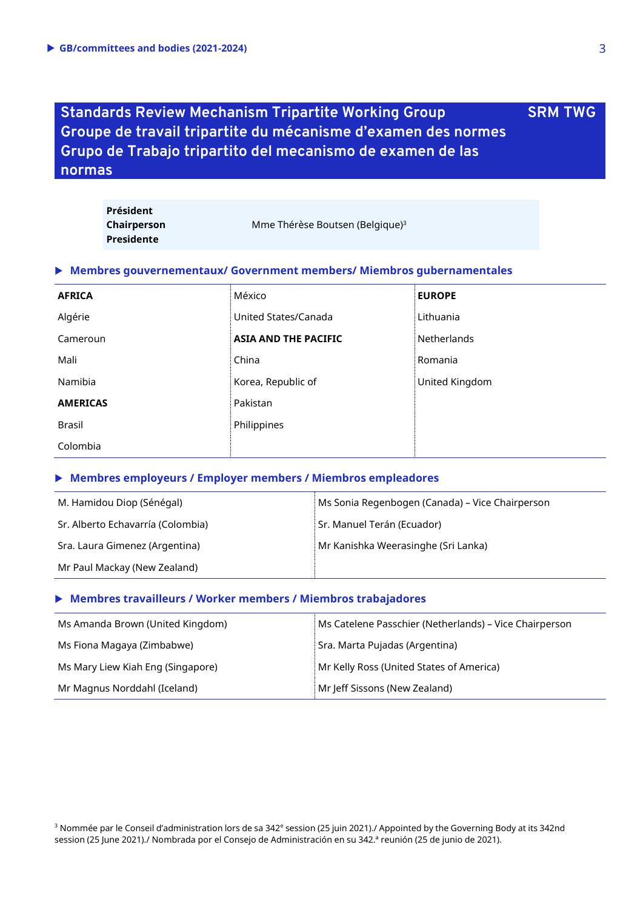## Standards Review Mechanism Tripartite Working Group — SRM TWG
## Groupe de travail tripartite du mécanisme d'examen des normes
## Grupo de Trabajo tripartito del mecanismo de examen de las normas

| | |
|---|---|
| **Président**<br>**Chairperson**<br>**Presidente** | Mme Thérèse Boutsen (Belgique)[3] |

### Membres gouvernementaux/ Government members/ Miembros gubernamentales

| | | |
|---|---|---|
| **AFRICA** | México | **EUROPE** |
| Algérie | United States/Canada | Lithuania |
| Cameroun | **ASIA AND THE PACIFIC** | Netherlands |
| Mali | China | Romania |
| Namibia | Korea, Republic of | United Kingdom |
| **AMERICAS** | Pakistan | |
| Brasil | Philippines | |
| Colombia | | |

### Membres employeurs / Employer members / Miembros empleadores

| | |
|---|---|
| M. Hamidou Diop (Sénégal) | Ms Sonia Regenbogen (Canada) – Vice Chairperson |
| Sr. Alberto Echavarría (Colombia) | Sr. Manuel Terán (Ecuador) |
| Sra. Laura Gimenez (Argentina) | Mr Kanishka Weerasinghe (Sri Lanka) |
| Mr Paul Mackay (New Zealand) | |

### Membres travailleurs / Worker members / Miembros trabajadores

| | |
|---|---|
| Ms Amanda Brown (United Kingdom) | Ms Catelene Passchier (Netherlands) – Vice Chairperson |
| Ms Fiona Magaya (Zimbabwe) | Sra. Marta Pujadas (Argentina) |
| Ms Mary Liew Kiah Eng (Singapore) | Mr Kelly Ross (United States of America) |
| Mr Magnus Norddahl (Iceland) | Mr Jeff Sissons (New Zealand) |

[3] Nommée par le Conseil d'administration lors de sa 342e session (25 juin 2021)./ Appointed by the Governing Body at its 342nd session (25 June 2021)./ Nombrada por el Consejo de Administración en su 342.ª reunión (25 de junio de 2021).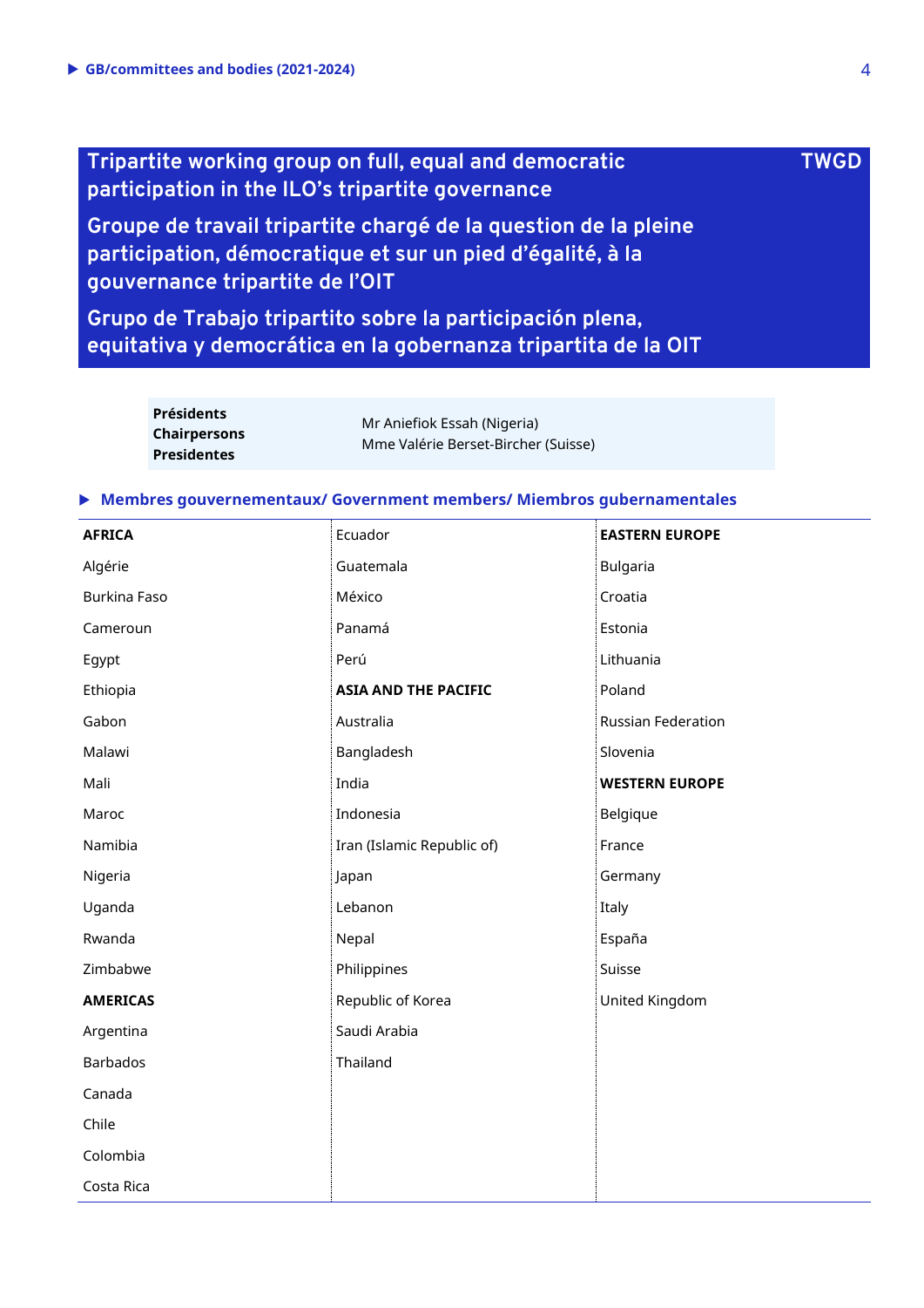# Tripartite working group on full, equal and democratic participation in the ILO's tripartite governance

**TWGD**

# Groupe de travail tripartite chargé de la question de la pleine participation, démocratique et sur un pied d'égalité, à la gouvernance tripartite de l'OIT

# Grupo de Trabajo tripartito sobre la participación plena, equitativa y democrática en la gobernanza tripartita de la OIT

| | |
|---|---|
| **Présidents**<br>**Chairpersons**<br>**Presidentes** | Mr Aniefiok Essah (Nigeria)<br>Mme Valérie Berset-Bircher (Suisse) |

## Membres gouvernementaux/ Government members/ Miembros gubernamentales

**AFRICA**

Algérie
Burkina Faso
Cameroun
Egypt
Ethiopia
Gabon
Malawi
Mali
Maroc
Namibia
Nigeria
Uganda
Rwanda
Zimbabwe

**AMERICAS**

Argentina
Barbados
Canada
Chile
Colombia
Costa Rica
Ecuador
Guatemala
México
Panamá
Perú

**ASIA AND THE PACIFIC**

Australia
Bangladesh
India
Indonesia
Iran (Islamic Republic of)
Japan
Lebanon
Nepal
Philippines
Republic of Korea
Saudi Arabia
Thailand

**EASTERN EUROPE**

Bulgaria
Croatia
Estonia
Lithuania
Poland
Russian Federation
Slovenia

**WESTERN EUROPE**

Belgique
France
Germany
Italy
España
Suisse
United Kingdom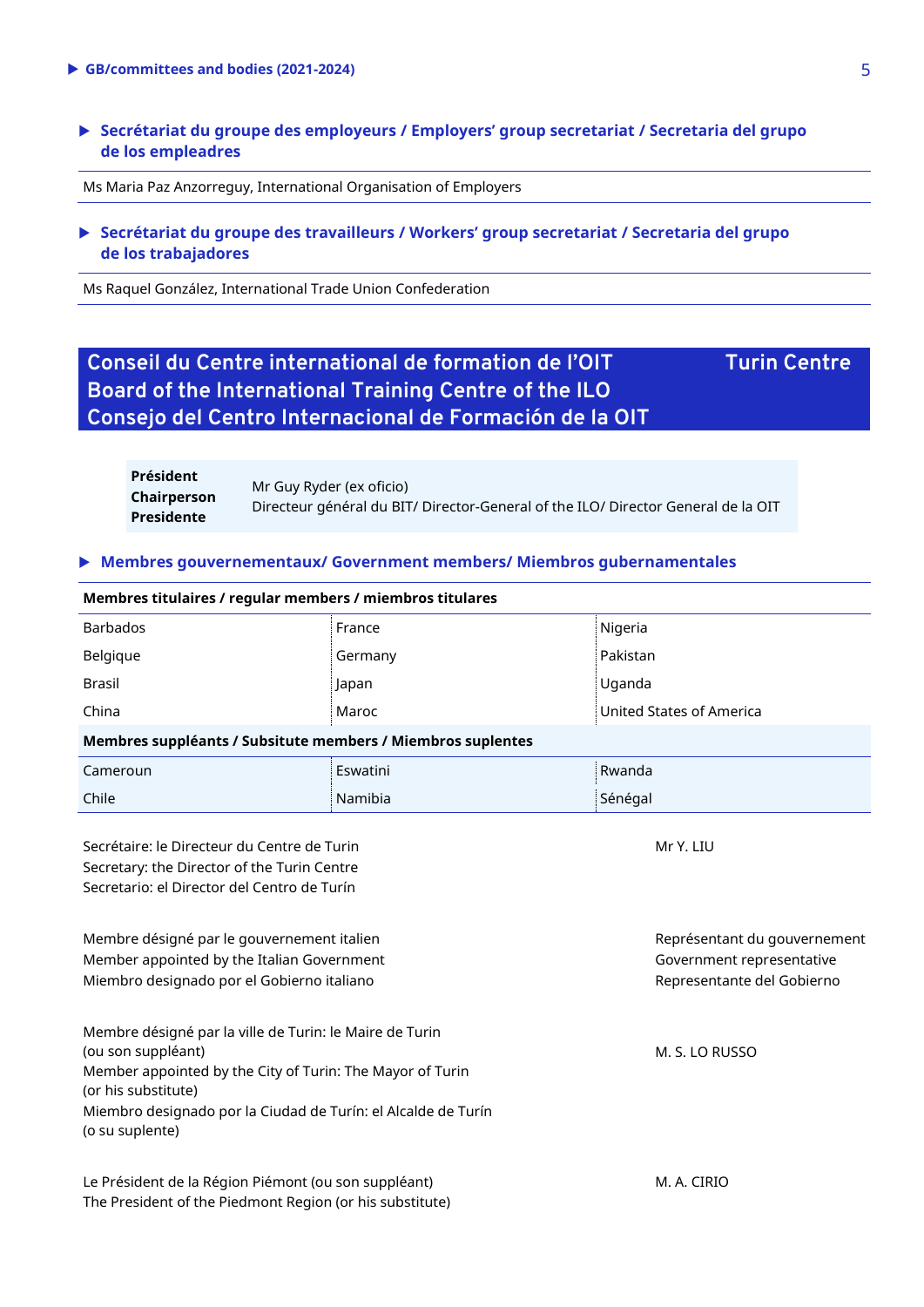### Secrétariat du groupe des employeurs / Employers' group secretariat / Secretaria del grupo de los empleadres

Ms Maria Paz Anzorreguy, International Organisation of Employers

### Secrétariat du groupe des travailleurs / Workers' group secretariat / Secretaria del grupo de los trabajadores

Ms Raquel González, International Trade Union Confederation

## Conseil du Centre international de formation de l'OIT
## Board of the International Training Centre of the ILO
## Consejo del Centro Internacional de Formación de la OIT

**Turin Centre**

| | |
|---|---|
| **Président**<br>**Chairperson**<br>**Presidente** | Mr Guy Ryder (ex oficio)<br>Directeur général du BIT/ Director-General of the ILO/ Director General de la OIT |

### Membres gouvernementaux/ Government members/ Miembros gubernamentales

| | | |
|---|---|---|
| **Membres titulaires / regular members / miembros titulares** | | |
| Barbados | France | Nigeria |
| Belgique | Germany | Pakistan |
| Brasil | Japan | Uganda |
| China | Maroc | United States of America |
| **Membres suppléants / Subsitute members / Miembros suplentes** | | |
| Cameroun | Eswatini | Rwanda |
| Chile | Namibia | Sénégal |

Secrétaire: le Directeur du Centre de Turin
Secretary: the Director of the Turin Centre
Secretario: el Director del Centro de Turín

Mr Y. LIU

Membre désigné par le gouvernement italien
Member appointed by the Italian Government
Miembro designado por el Gobierno italiano

Représentant du gouvernement
Government representative
Representante del Gobierno

Membre désigné par la ville de Turin: le Maire de Turin (ou son suppléant)
Member appointed by the City of Turin: The Mayor of Turin (or his substitute)
Miembro designado por la Ciudad de Turín: el Alcalde de Turín (o su suplente)

M. S. LO RUSSO

Le Président de la Région Piémont (ou son suppléant)
The President of the Piedmont Region (or his substitute)

M. A. CIRIO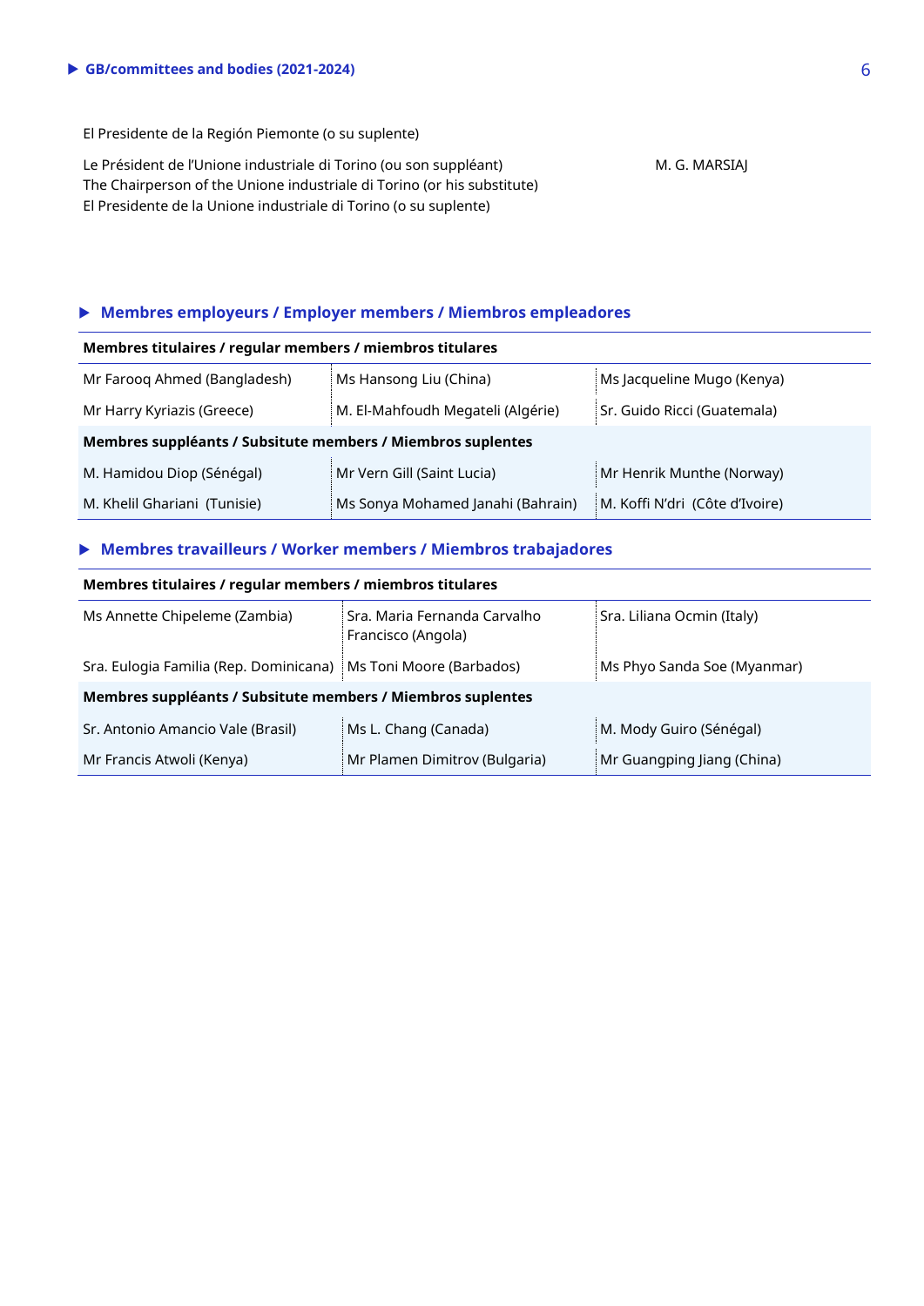El Presidente de la Región Piemonte (o su suplente)

Le Président de l'Unione industriale di Torino (ou son suppléant) — M. G. MARSIAJ
The Chairperson of the Unione industriale di Torino (or his substitute)
El Presidente de la Unione industriale di Torino (o su suplente)

## Membres employeurs / Employer members / Miembros empleadores

| | | |
|---|---|---|
| **Membres titulaires / regular members / miembros titulares** | | |
| Mr Farooq Ahmed (Bangladesh) | Ms Hansong Liu (China) | Ms Jacqueline Mugo (Kenya) |
| Mr Harry Kyriazis (Greece) | M. El-Mahfoudh Megateli (Algérie) | Sr. Guido Ricci (Guatemala) |
| **Membres suppléants / Subsitute members / Miembros suplentes** | | |
| M. Hamidou Diop (Sénégal) | Mr Vern Gill (Saint Lucia) | Mr Henrik Munthe (Norway) |
| M. Khelil Ghariani (Tunisie) | Ms Sonya Mohamed Janahi (Bahrain) | M. Koffi N'dri (Côte d'Ivoire) |

## Membres travailleurs / Worker members / Miembros trabajadores

| | | |
|---|---|---|
| **Membres titulaires / regular members / miembros titulares** | | |
| Ms Annette Chipeleme (Zambia) | Sra. Maria Fernanda Carvalho Francisco (Angola) | Sra. Liliana Ocmin (Italy) |
| Sra. Eulogia Familia (Rep. Dominicana) | Ms Toni Moore (Barbados) | Ms Phyo Sanda Soe (Myanmar) |
| **Membres suppléants / Subsitute members / Miembros suplentes** | | |
| Sr. Antonio Amancio Vale (Brasil) | Ms L. Chang (Canada) | M. Mody Guiro (Sénégal) |
| Mr Francis Atwoli (Kenya) | Mr Plamen Dimitrov (Bulgaria) | Mr Guangping Jiang (China) |